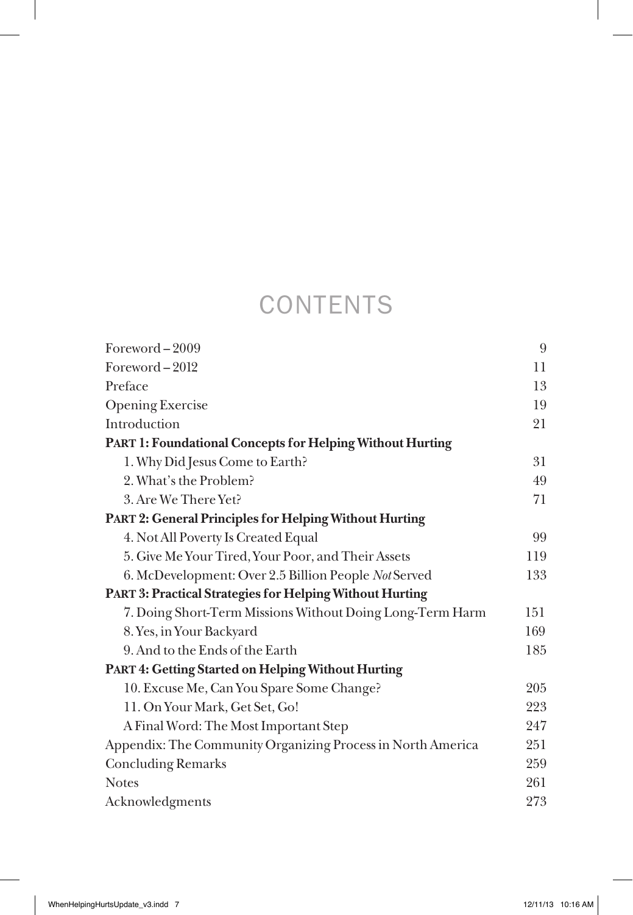# CONTENTS

| | |
|---|---|
| Foreword – 2009 | 9 |
| Foreword – 2012 | 11 |
| Preface | 13 |
| Opening Exercise | 19 |
| Introduction | 21 |
| **PART 1: Foundational Concepts for Helping Without Hurting** | |
| 1. Why Did Jesus Come to Earth? | 31 |
| 2. What's the Problem? | 49 |
| 3. Are We There Yet? | 71 |
| **PART 2: General Principles for Helping Without Hurting** | |
| 4. Not All Poverty Is Created Equal | 99 |
| 5. Give Me Your Tired, Your Poor, and Their Assets | 119 |
| 6. McDevelopment: Over 2.5 Billion People *Not* Served | 133 |
| **PART 3: Practical Strategies for Helping Without Hurting** | |
| 7. Doing Short-Term Missions Without Doing Long-Term Harm | 151 |
| 8. Yes, in Your Backyard | 169 |
| 9. And to the Ends of the Earth | 185 |
| **PART 4: Getting Started on Helping Without Hurting** | |
| 10. Excuse Me, Can You Spare Some Change? | 205 |
| 11. On Your Mark, Get Set, Go! | 223 |
| A Final Word: The Most Important Step | 247 |
| Appendix: The Community Organizing Process in North America | 251 |
| Concluding Remarks | 259 |
| Notes | 261 |
| Acknowledgments | 273 |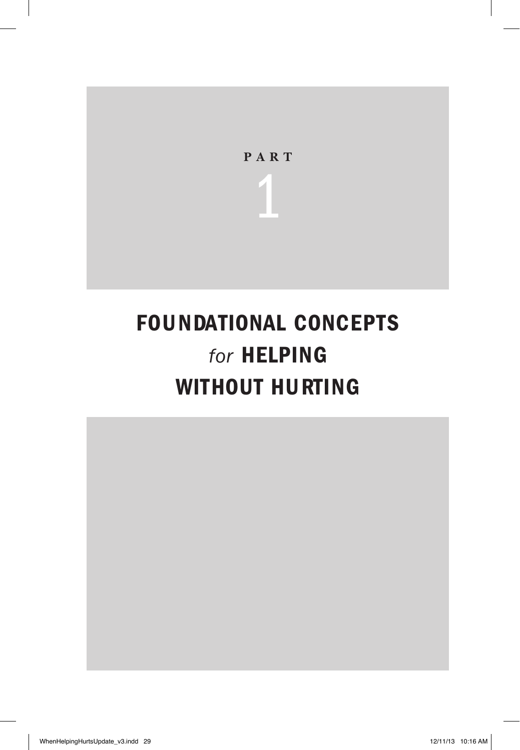# PART 1

# FOUNDATIONAL CONCEPTS *for* HELPING WITHOUT HURTING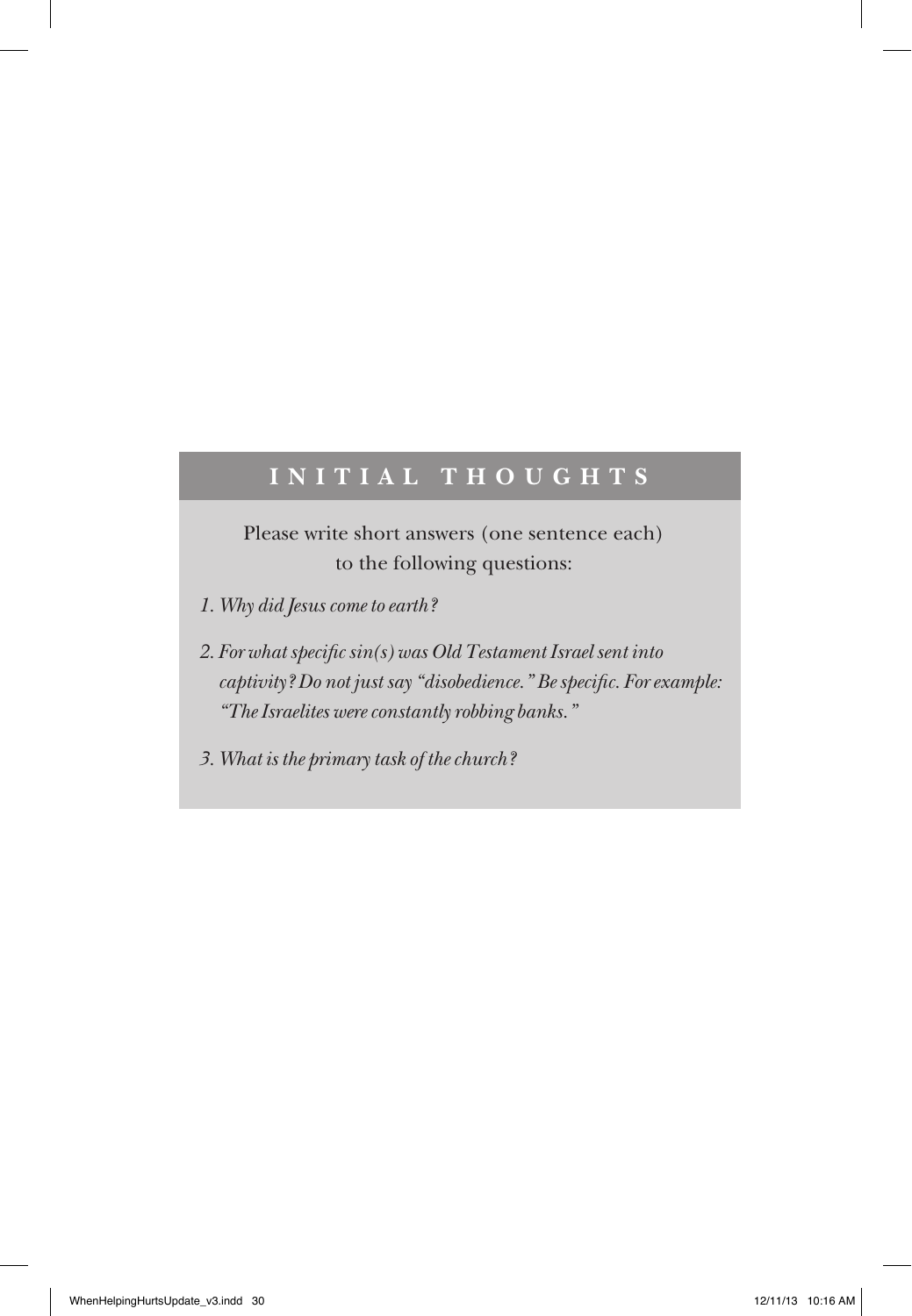## INITIAL THOUGHTS

Please write short answers (one sentence each) to the following questions:

1. *Why did Jesus come to earth?*
2. *For what specific sin(s) was Old Testament Israel sent into captivity? Do not just say "disobedience." Be specific. For example: "The Israelites were constantly robbing banks."*
3. *What is the primary task of the church?*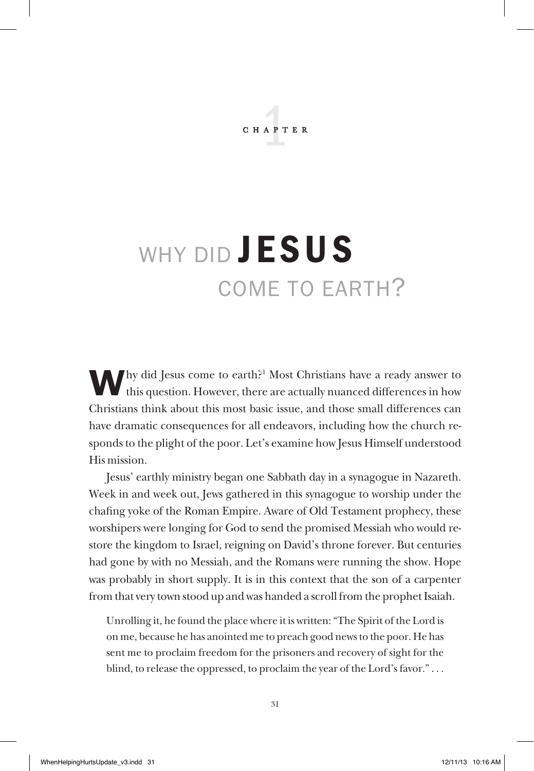CHAPTER 1

# WHY DID JESUS COME TO EARTH?

Why did Jesus come to earth?[1] Most Christians have a ready answer to this question. However, there are actually nuanced differences in how Christians think about this most basic issue, and those small differences can have dramatic consequences for all endeavors, including how the church responds to the plight of the poor. Let's examine how Jesus Himself understood His mission.

Jesus' earthly ministry began one Sabbath day in a synagogue in Nazareth. Week in and week out, Jews gathered in this synagogue to worship under the chafing yoke of the Roman Empire. Aware of Old Testament prophecy, these worshipers were longing for God to send the promised Messiah who would restore the kingdom to Israel, reigning on David's throne forever. But centuries had gone by with no Messiah, and the Romans were running the show. Hope was probably in short supply. It is in this context that the son of a carpenter from that very town stood up and was handed a scroll from the prophet Isaiah.

> Unrolling it, he found the place where it is written: "The Spirit of the Lord is on me, because he has anointed me to preach good news to the poor. He has sent me to proclaim freedom for the prisoners and recovery of sight for the blind, to release the oppressed, to proclaim the year of the Lord's favor." . . .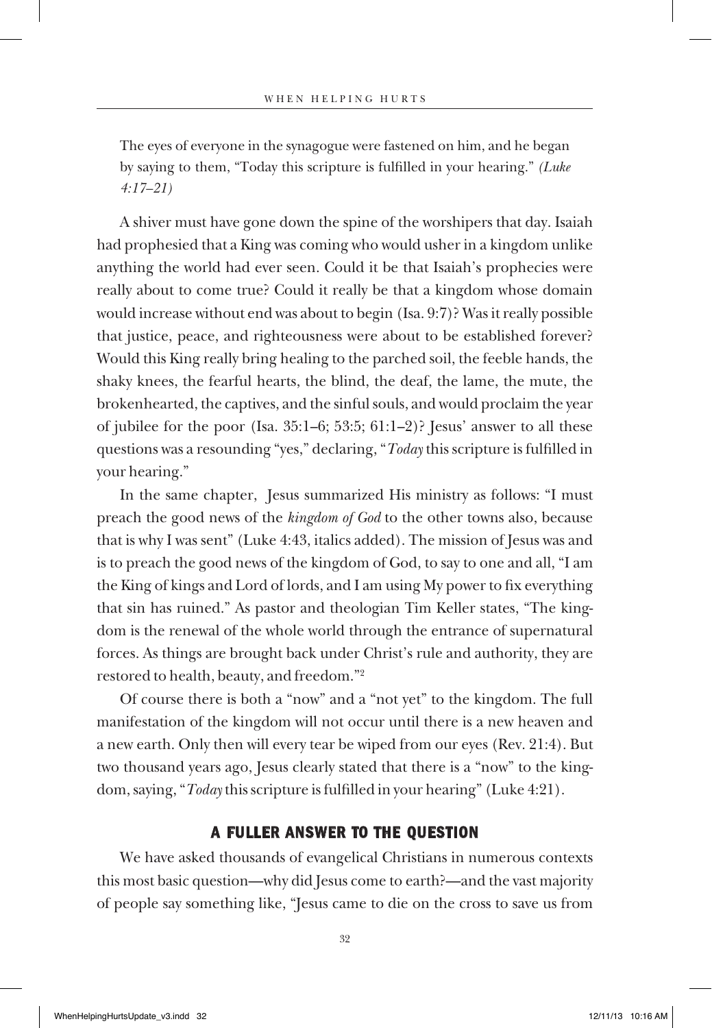The eyes of everyone in the synagogue were fastened on him, and he began by saying to them, "Today this scripture is fulfilled in your hearing." *(Luke 4:17–21)*

A shiver must have gone down the spine of the worshipers that day. Isaiah had prophesied that a King was coming who would usher in a kingdom unlike anything the world had ever seen. Could it be that Isaiah's prophecies were really about to come true? Could it really be that a kingdom whose domain would increase without end was about to begin (Isa. 9:7)? Was it really possible that justice, peace, and righteousness were about to be established forever? Would this King really bring healing to the parched soil, the feeble hands, the shaky knees, the fearful hearts, the blind, the deaf, the lame, the mute, the brokenhearted, the captives, and the sinful souls, and would proclaim the year of jubilee for the poor (Isa. 35:1–6; 53:5; 61:1–2)? Jesus' answer to all these questions was a resounding "yes," declaring, "*Today* this scripture is fulfilled in your hearing."

In the same chapter, Jesus summarized His ministry as follows: "I must preach the good news of the *kingdom of God* to the other towns also, because that is why I was sent" (Luke 4:43, italics added). The mission of Jesus was and is to preach the good news of the kingdom of God, to say to one and all, "I am the King of kings and Lord of lords, and I am using My power to fix everything that sin has ruined." As pastor and theologian Tim Keller states, "The kingdom is the renewal of the whole world through the entrance of supernatural forces. As things are brought back under Christ's rule and authority, they are restored to health, beauty, and freedom."[2]

Of course there is both a "now" and a "not yet" to the kingdom. The full manifestation of the kingdom will not occur until there is a new heaven and a new earth. Only then will every tear be wiped from our eyes (Rev. 21:4). But two thousand years ago, Jesus clearly stated that there is a "now" to the kingdom, saying, "*Today* this scripture is fulfilled in your hearing" (Luke 4:21).

## A FULLER ANSWER TO THE QUESTION

We have asked thousands of evangelical Christians in numerous contexts this most basic question—why did Jesus come to earth?—and the vast majority of people say something like, "Jesus came to die on the cross to save us from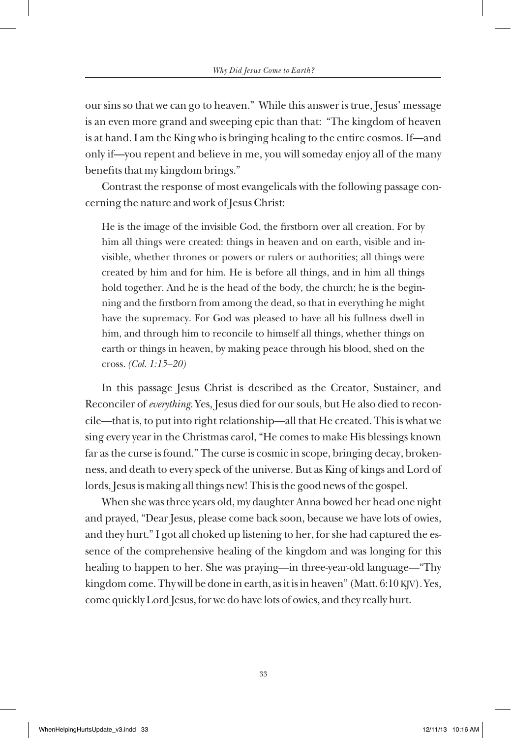our sins so that we can go to heaven." While this answer is true, Jesus' message is an even more grand and sweeping epic than that: "The kingdom of heaven is at hand. I am the King who is bringing healing to the entire cosmos. If—and only if—you repent and believe in me, you will someday enjoy all of the many benefits that my kingdom brings."

Contrast the response of most evangelicals with the following passage concerning the nature and work of Jesus Christ:

> He is the image of the invisible God, the firstborn over all creation. For by him all things were created: things in heaven and on earth, visible and invisible, whether thrones or powers or rulers or authorities; all things were created by him and for him. He is before all things, and in him all things hold together. And he is the head of the body, the church; he is the beginning and the firstborn from among the dead, so that in everything he might have the supremacy. For God was pleased to have all his fullness dwell in him, and through him to reconcile to himself all things, whether things on earth or things in heaven, by making peace through his blood, shed on the cross. *(Col. 1:15–20)*

In this passage Jesus Christ is described as the Creator, Sustainer, and Reconciler of *everything*. Yes, Jesus died for our souls, but He also died to reconcile—that is, to put into right relationship—all that He created. This is what we sing every year in the Christmas carol, "He comes to make His blessings known far as the curse is found." The curse is cosmic in scope, bringing decay, brokenness, and death to every speck of the universe. But as King of kings and Lord of lords, Jesus is making all things new! This is the good news of the gospel.

When she was three years old, my daughter Anna bowed her head one night and prayed, "Dear Jesus, please come back soon, because we have lots of owies, and they hurt." I got all choked up listening to her, for she had captured the essence of the comprehensive healing of the kingdom and was longing for this healing to happen to her. She was praying—in three-year-old language—"Thy kingdom come. Thy will be done in earth, as it is in heaven" (Matt. 6:10 KJV). Yes, come quickly Lord Jesus, for we do have lots of owies, and they really hurt.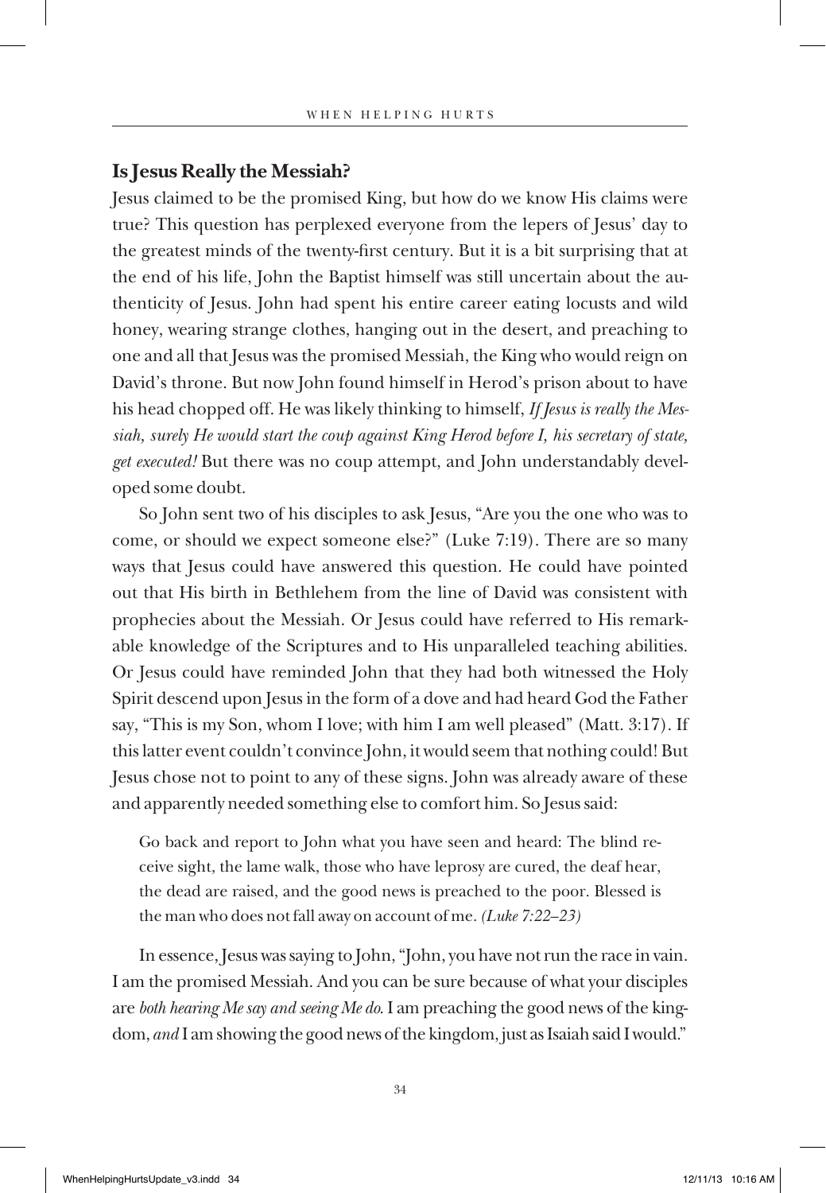## Is Jesus Really the Messiah?

Jesus claimed to be the promised King, but how do we know His claims were true? This question has perplexed everyone from the lepers of Jesus' day to the greatest minds of the twenty-first century. But it is a bit surprising that at the end of his life, John the Baptist himself was still uncertain about the authenticity of Jesus. John had spent his entire career eating locusts and wild honey, wearing strange clothes, hanging out in the desert, and preaching to one and all that Jesus was the promised Messiah, the King who would reign on David's throne. But now John found himself in Herod's prison about to have his head chopped off. He was likely thinking to himself, *If Jesus is really the Messiah, surely He would start the coup against King Herod before I, his secretary of state, get executed!* But there was no coup attempt, and John understandably developed some doubt.

So John sent two of his disciples to ask Jesus, "Are you the one who was to come, or should we expect someone else?" (Luke 7:19). There are so many ways that Jesus could have answered this question. He could have pointed out that His birth in Bethlehem from the line of David was consistent with prophecies about the Messiah. Or Jesus could have referred to His remarkable knowledge of the Scriptures and to His unparalleled teaching abilities. Or Jesus could have reminded John that they had both witnessed the Holy Spirit descend upon Jesus in the form of a dove and had heard God the Father say, "This is my Son, whom I love; with him I am well pleased" (Matt. 3:17). If this latter event couldn't convince John, it would seem that nothing could! But Jesus chose not to point to any of these signs. John was already aware of these and apparently needed something else to comfort him. So Jesus said:

> Go back and report to John what you have seen and heard: The blind receive sight, the lame walk, those who have leprosy are cured, the deaf hear, the dead are raised, and the good news is preached to the poor. Blessed is the man who does not fall away on account of me. *(Luke 7:22–23)*

In essence, Jesus was saying to John, "John, you have not run the race in vain. I am the promised Messiah. And you can be sure because of what your disciples are *both hearing Me say and seeing Me do*. I am preaching the good news of the kingdom, *and* I am showing the good news of the kingdom, just as Isaiah said I would."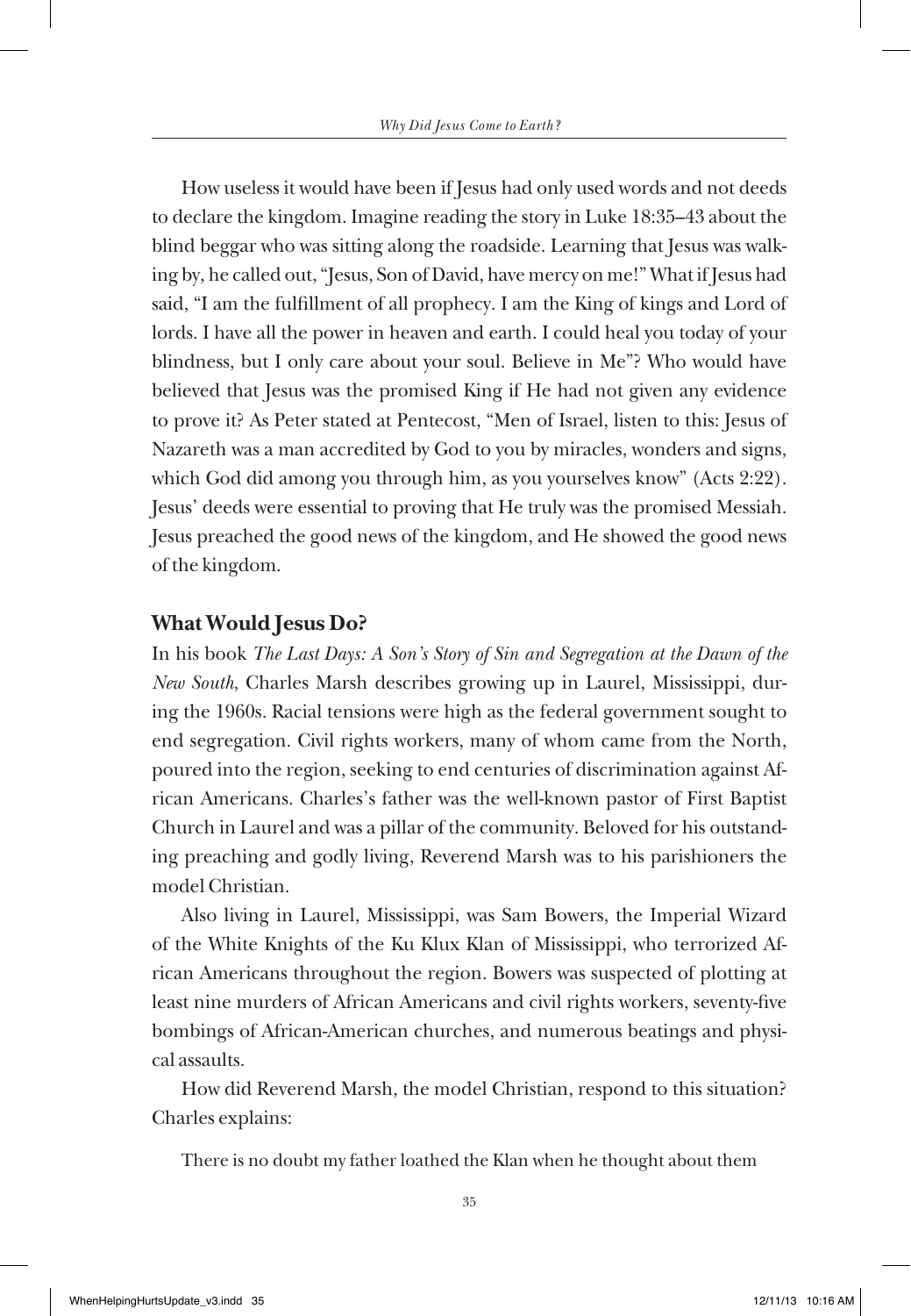How useless it would have been if Jesus had only used words and not deeds to declare the kingdom. Imagine reading the story in Luke 18:35–43 about the blind beggar who was sitting along the roadside. Learning that Jesus was walking by, he called out, "Jesus, Son of David, have mercy on me!" What if Jesus had said, "I am the fulfillment of all prophecy. I am the King of kings and Lord of lords. I have all the power in heaven and earth. I could heal you today of your blindness, but I only care about your soul. Believe in Me"? Who would have believed that Jesus was the promised King if He had not given any evidence to prove it? As Peter stated at Pentecost, "Men of Israel, listen to this: Jesus of Nazareth was a man accredited by God to you by miracles, wonders and signs, which God did among you through him, as you yourselves know" (Acts 2:22). Jesus' deeds were essential to proving that He truly was the promised Messiah. Jesus preached the good news of the kingdom, and He showed the good news of the kingdom.

## What Would Jesus Do?

In his book *The Last Days: A Son's Story of Sin and Segregation at the Dawn of the New South*, Charles Marsh describes growing up in Laurel, Mississippi, during the 1960s. Racial tensions were high as the federal government sought to end segregation. Civil rights workers, many of whom came from the North, poured into the region, seeking to end centuries of discrimination against African Americans. Charles's father was the well-known pastor of First Baptist Church in Laurel and was a pillar of the community. Beloved for his outstanding preaching and godly living, Reverend Marsh was to his parishioners the model Christian.

Also living in Laurel, Mississippi, was Sam Bowers, the Imperial Wizard of the White Knights of the Ku Klux Klan of Mississippi, who terrorized African Americans throughout the region. Bowers was suspected of plotting at least nine murders of African Americans and civil rights workers, seventy-five bombings of African-American churches, and numerous beatings and physical assaults.

How did Reverend Marsh, the model Christian, respond to this situation? Charles explains:

> There is no doubt my father loathed the Klan when he thought about them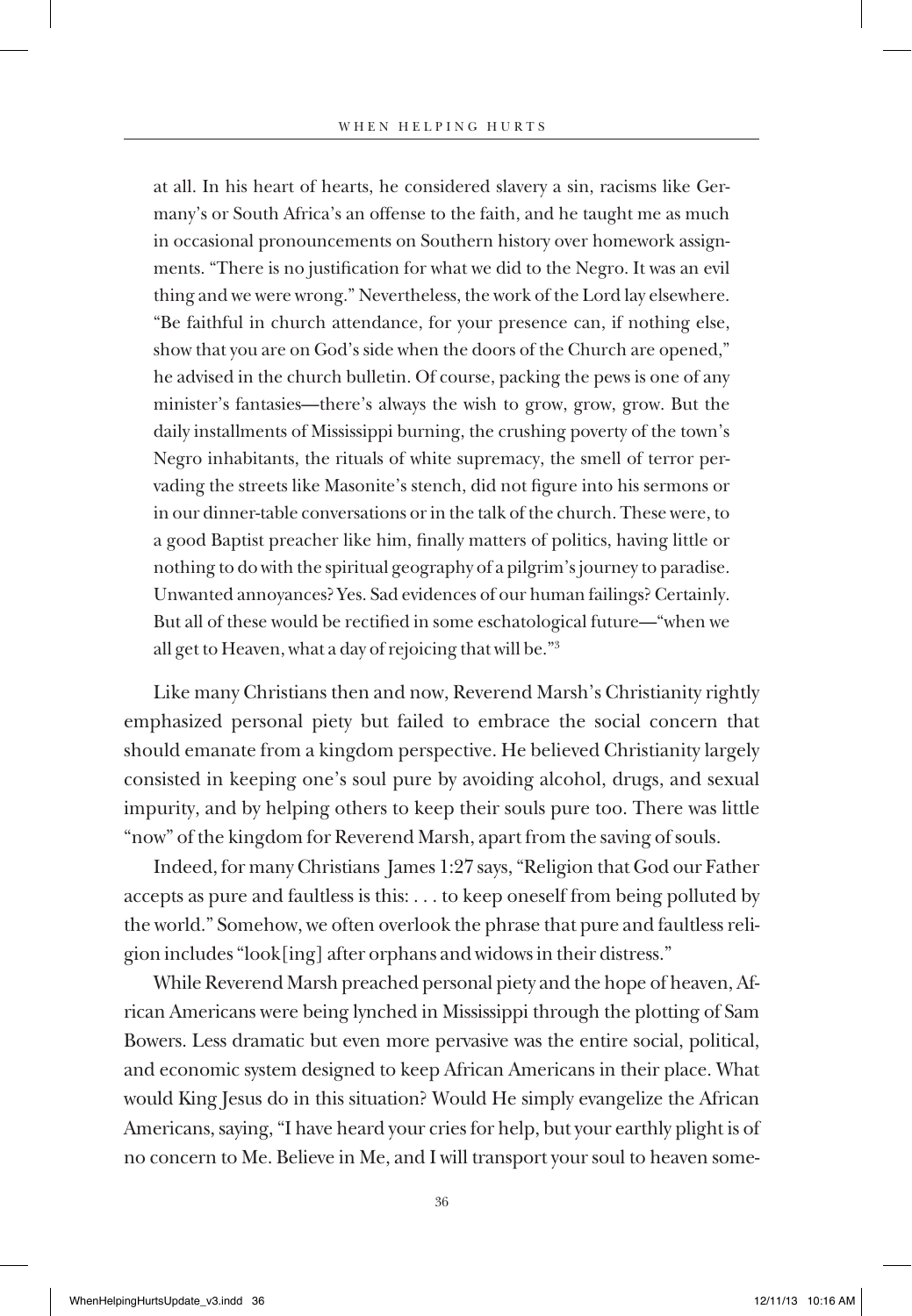at all. In his heart of hearts, he considered slavery a sin, racisms like Germany's or South Africa's an offense to the faith, and he taught me as much in occasional pronouncements on Southern history over homework assignments. "There is no justification for what we did to the Negro. It was an evil thing and we were wrong." Nevertheless, the work of the Lord lay elsewhere. "Be faithful in church attendance, for your presence can, if nothing else, show that you are on God's side when the doors of the Church are opened," he advised in the church bulletin. Of course, packing the pews is one of any minister's fantasies—there's always the wish to grow, grow, grow. But the daily installments of Mississippi burning, the crushing poverty of the town's Negro inhabitants, the rituals of white supremacy, the smell of terror pervading the streets like Masonite's stench, did not figure into his sermons or in our dinner-table conversations or in the talk of the church. These were, to a good Baptist preacher like him, finally matters of politics, having little or nothing to do with the spiritual geography of a pilgrim's journey to paradise. Unwanted annoyances? Yes. Sad evidences of our human failings? Certainly. But all of these would be rectified in some eschatological future—"when we all get to Heaven, what a day of rejoicing that will be."[3]

Like many Christians then and now, Reverend Marsh's Christianity rightly emphasized personal piety but failed to embrace the social concern that should emanate from a kingdom perspective. He believed Christianity largely consisted in keeping one's soul pure by avoiding alcohol, drugs, and sexual impurity, and by helping others to keep their souls pure too. There was little "now" of the kingdom for Reverend Marsh, apart from the saving of souls.

Indeed, for many Christians James 1:27 says, "Religion that God our Father accepts as pure and faultless is this: . . . to keep oneself from being polluted by the world." Somehow, we often overlook the phrase that pure and faultless religion includes "look[ing] after orphans and widows in their distress."

While Reverend Marsh preached personal piety and the hope of heaven, African Americans were being lynched in Mississippi through the plotting of Sam Bowers. Less dramatic but even more pervasive was the entire social, political, and economic system designed to keep African Americans in their place. What would King Jesus do in this situation? Would He simply evangelize the African Americans, saying, "I have heard your cries for help, but your earthly plight is of no concern to Me. Believe in Me, and I will transport your soul to heaven some-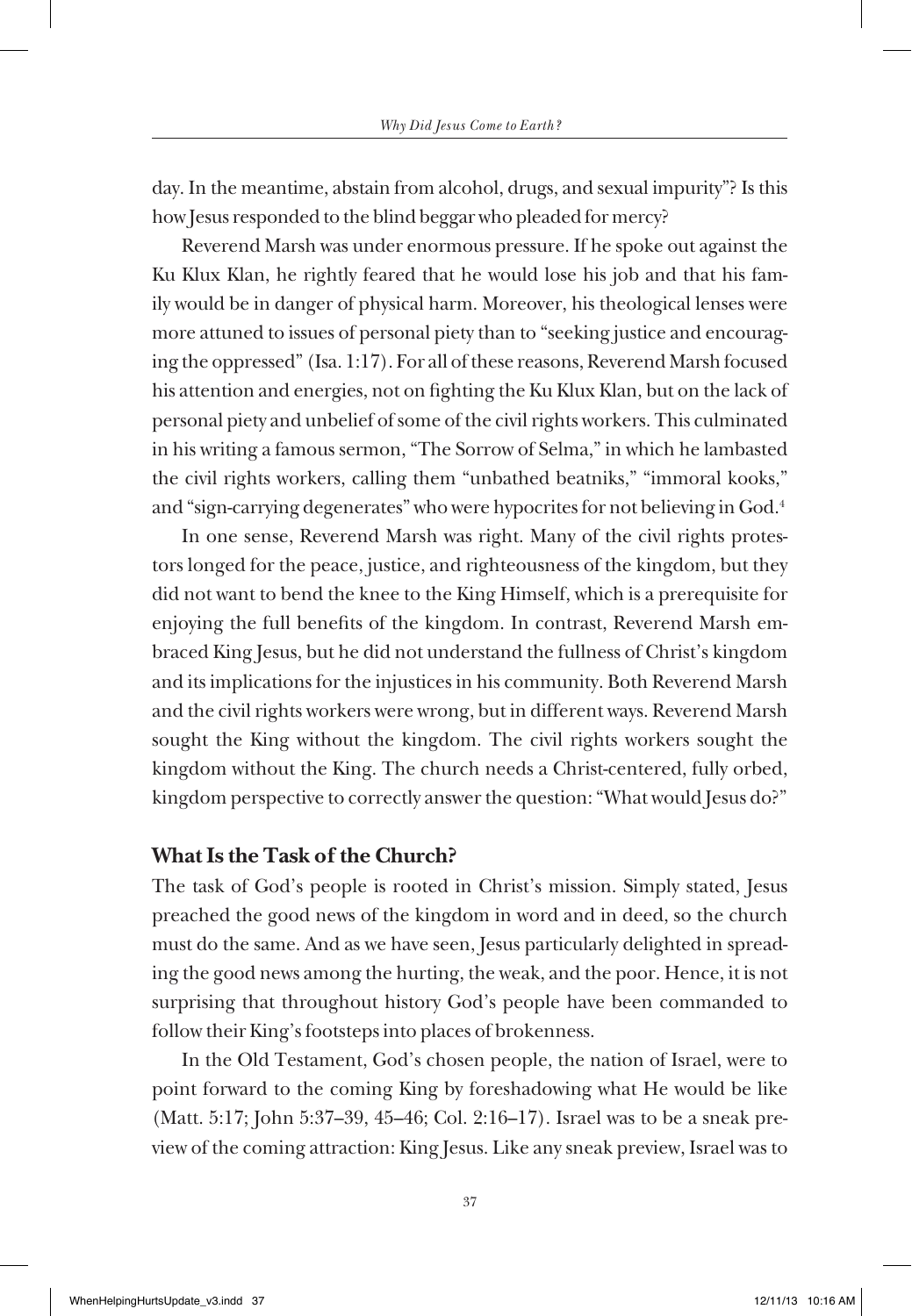day. In the meantime, abstain from alcohol, drugs, and sexual impurity"? Is this how Jesus responded to the blind beggar who pleaded for mercy?

Reverend Marsh was under enormous pressure. If he spoke out against the Ku Klux Klan, he rightly feared that he would lose his job and that his family would be in danger of physical harm. Moreover, his theological lenses were more attuned to issues of personal piety than to "seeking justice and encouraging the oppressed" (Isa. 1:17). For all of these reasons, Reverend Marsh focused his attention and energies, not on fighting the Ku Klux Klan, but on the lack of personal piety and unbelief of some of the civil rights workers. This culminated in his writing a famous sermon, "The Sorrow of Selma," in which he lambasted the civil rights workers, calling them "unbathed beatniks," "immoral kooks," and "sign-carrying degenerates" who were hypocrites for not believing in God.[4]

In one sense, Reverend Marsh was right. Many of the civil rights protestors longed for the peace, justice, and righteousness of the kingdom, but they did not want to bend the knee to the King Himself, which is a prerequisite for enjoying the full benefits of the kingdom. In contrast, Reverend Marsh embraced King Jesus, but he did not understand the fullness of Christ's kingdom and its implications for the injustices in his community. Both Reverend Marsh and the civil rights workers were wrong, but in different ways. Reverend Marsh sought the King without the kingdom. The civil rights workers sought the kingdom without the King. The church needs a Christ-centered, fully orbed, kingdom perspective to correctly answer the question: "What would Jesus do?"

## What Is the Task of the Church?

The task of God's people is rooted in Christ's mission. Simply stated, Jesus preached the good news of the kingdom in word and in deed, so the church must do the same. And as we have seen, Jesus particularly delighted in spreading the good news among the hurting, the weak, and the poor. Hence, it is not surprising that throughout history God's people have been commanded to follow their King's footsteps into places of brokenness.

In the Old Testament, God's chosen people, the nation of Israel, were to point forward to the coming King by foreshadowing what He would be like (Matt. 5:17; John 5:37–39, 45–46; Col. 2:16–17). Israel was to be a sneak preview of the coming attraction: King Jesus. Like any sneak preview, Israel was to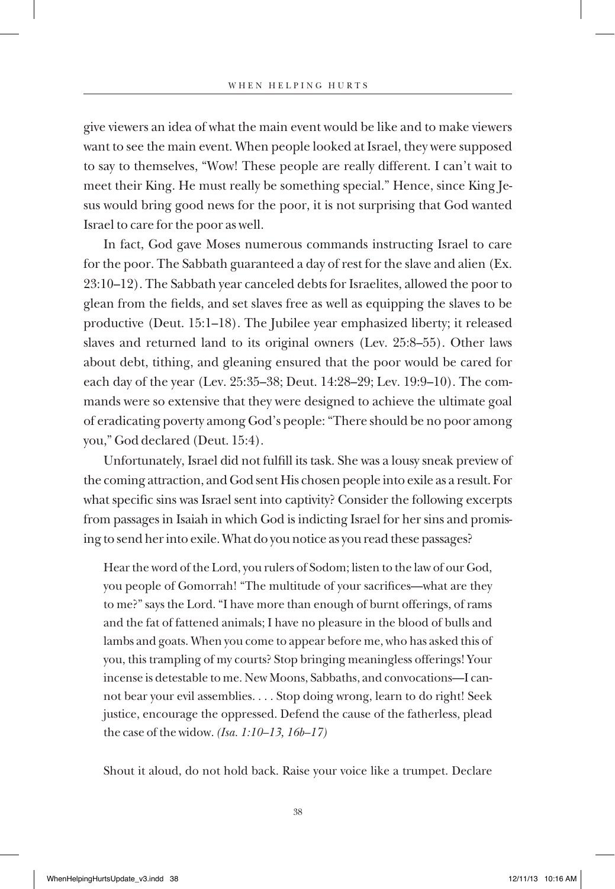give viewers an idea of what the main event would be like and to make viewers want to see the main event. When people looked at Israel, they were supposed to say to themselves, "Wow! These people are really different. I can't wait to meet their King. He must really be something special." Hence, since King Jesus would bring good news for the poor, it is not surprising that God wanted Israel to care for the poor as well.

In fact, God gave Moses numerous commands instructing Israel to care for the poor. The Sabbath guaranteed a day of rest for the slave and alien (Ex. 23:10–12). The Sabbath year canceled debts for Israelites, allowed the poor to glean from the fields, and set slaves free as well as equipping the slaves to be productive (Deut. 15:1–18). The Jubilee year emphasized liberty; it released slaves and returned land to its original owners (Lev. 25:8–55). Other laws about debt, tithing, and gleaning ensured that the poor would be cared for each day of the year (Lev. 25:35–38; Deut. 14:28–29; Lev. 19:9–10). The commands were so extensive that they were designed to achieve the ultimate goal of eradicating poverty among God's people: "There should be no poor among you," God declared (Deut. 15:4).

Unfortunately, Israel did not fulfill its task. She was a lousy sneak preview of the coming attraction, and God sent His chosen people into exile as a result. For what specific sins was Israel sent into captivity? Consider the following excerpts from passages in Isaiah in which God is indicting Israel for her sins and promising to send her into exile. What do you notice as you read these passages?

> Hear the word of the Lord, you rulers of Sodom; listen to the law of our God, you people of Gomorrah! "The multitude of your sacrifices—what are they to me?" says the Lord. "I have more than enough of burnt offerings, of rams and the fat of fattened animals; I have no pleasure in the blood of bulls and lambs and goats. When you come to appear before me, who has asked this of you, this trampling of my courts? Stop bringing meaningless offerings! Your incense is detestable to me. New Moons, Sabbaths, and convocations—I cannot bear your evil assemblies. . . . Stop doing wrong, learn to do right! Seek justice, encourage the oppressed. Defend the cause of the fatherless, plead the case of the widow. *(Isa. 1:10–13, 16b–17)*

> Shout it aloud, do not hold back. Raise your voice like a trumpet. Declare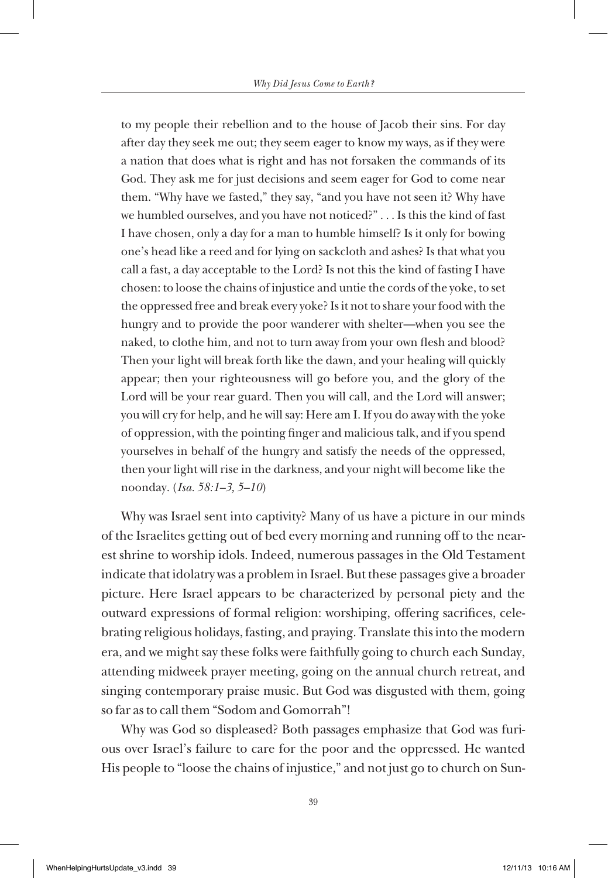to my people their rebellion and to the house of Jacob their sins. For day after day they seek me out; they seem eager to know my ways, as if they were a nation that does what is right and has not forsaken the commands of its God. They ask me for just decisions and seem eager for God to come near them. "Why have we fasted," they say, "and you have not seen it? Why have we humbled ourselves, and you have not noticed?" . . . Is this the kind of fast I have chosen, only a day for a man to humble himself? Is it only for bowing one's head like a reed and for lying on sackcloth and ashes? Is that what you call a fast, a day acceptable to the Lord? Is not this the kind of fasting I have chosen: to loose the chains of injustice and untie the cords of the yoke, to set the oppressed free and break every yoke? Is it not to share your food with the hungry and to provide the poor wanderer with shelter—when you see the naked, to clothe him, and not to turn away from your own flesh and blood? Then your light will break forth like the dawn, and your healing will quickly appear; then your righteousness will go before you, and the glory of the Lord will be your rear guard. Then you will call, and the Lord will answer; you will cry for help, and he will say: Here am I. If you do away with the yoke of oppression, with the pointing finger and malicious talk, and if you spend yourselves in behalf of the hungry and satisfy the needs of the oppressed, then your light will rise in the darkness, and your night will become like the noonday. (*Isa. 58:1–3, 5–10*)

Why was Israel sent into captivity? Many of us have a picture in our minds of the Israelites getting out of bed every morning and running off to the nearest shrine to worship idols. Indeed, numerous passages in the Old Testament indicate that idolatry was a problem in Israel. But these passages give a broader picture. Here Israel appears to be characterized by personal piety and the outward expressions of formal religion: worshiping, offering sacrifices, celebrating religious holidays, fasting, and praying. Translate this into the modern era, and we might say these folks were faithfully going to church each Sunday, attending midweek prayer meeting, going on the annual church retreat, and singing contemporary praise music. But God was disgusted with them, going so far as to call them "Sodom and Gomorrah"!

Why was God so displeased? Both passages emphasize that God was furious over Israel's failure to care for the poor and the oppressed. He wanted His people to "loose the chains of injustice," and not just go to church on Sun-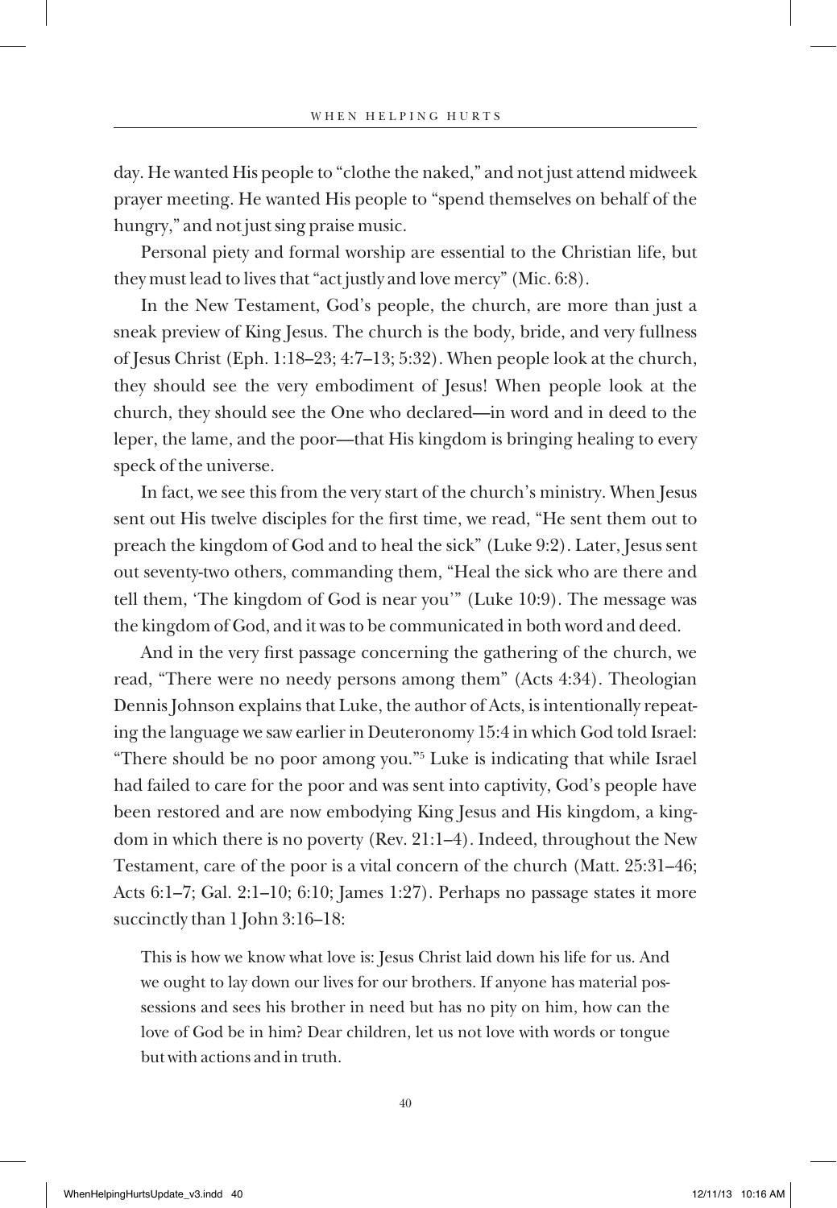day. He wanted His people to "clothe the naked," and not just attend midweek prayer meeting. He wanted His people to "spend themselves on behalf of the hungry," and not just sing praise music.

Personal piety and formal worship are essential to the Christian life, but they must lead to lives that "act justly and love mercy" (Mic. 6:8).

In the New Testament, God's people, the church, are more than just a sneak preview of King Jesus. The church is the body, bride, and very fullness of Jesus Christ (Eph. 1:18–23; 4:7–13; 5:32). When people look at the church, they should see the very embodiment of Jesus! When people look at the church, they should see the One who declared—in word and in deed to the leper, the lame, and the poor—that His kingdom is bringing healing to every speck of the universe.

In fact, we see this from the very start of the church's ministry. When Jesus sent out His twelve disciples for the first time, we read, "He sent them out to preach the kingdom of God and to heal the sick" (Luke 9:2). Later, Jesus sent out seventy-two others, commanding them, "Heal the sick who are there and tell them, 'The kingdom of God is near you'" (Luke 10:9). The message was the kingdom of God, and it was to be communicated in both word and deed.

And in the very first passage concerning the gathering of the church, we read, "There were no needy persons among them" (Acts 4:34). Theologian Dennis Johnson explains that Luke, the author of Acts, is intentionally repeating the language we saw earlier in Deuteronomy 15:4 in which God told Israel: "There should be no poor among you."[5] Luke is indicating that while Israel had failed to care for the poor and was sent into captivity, God's people have been restored and are now embodying King Jesus and His kingdom, a kingdom in which there is no poverty (Rev. 21:1–4). Indeed, throughout the New Testament, care of the poor is a vital concern of the church (Matt. 25:31–46; Acts 6:1–7; Gal. 2:1–10; 6:10; James 1:27). Perhaps no passage states it more succinctly than 1 John 3:16–18:

> This is how we know what love is: Jesus Christ laid down his life for us. And we ought to lay down our lives for our brothers. If anyone has material possessions and sees his brother in need but has no pity on him, how can the love of God be in him? Dear children, let us not love with words or tongue but with actions and in truth.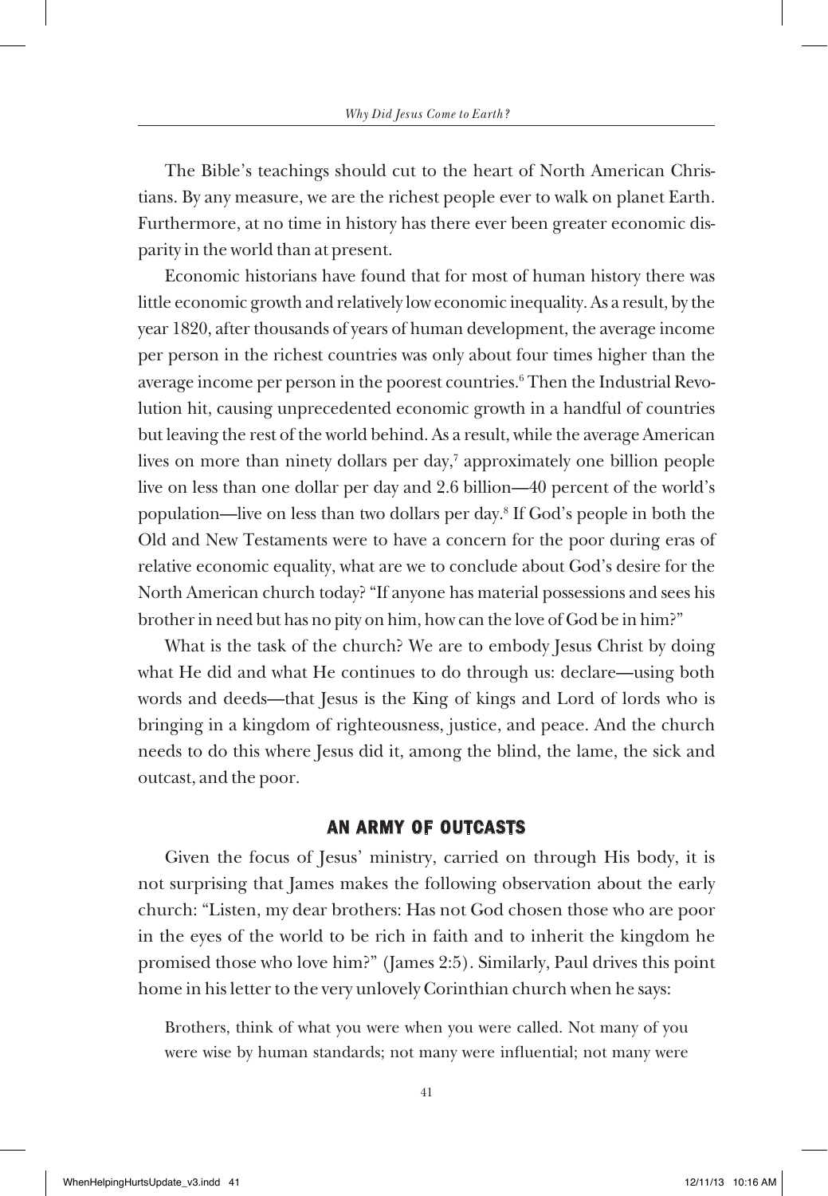The Bible's teachings should cut to the heart of North American Christians. By any measure, we are the richest people ever to walk on planet Earth. Furthermore, at no time in history has there ever been greater economic disparity in the world than at present.

Economic historians have found that for most of human history there was little economic growth and relatively low economic inequality. As a result, by the year 1820, after thousands of years of human development, the average income per person in the richest countries was only about four times higher than the average income per person in the poorest countries.[6] Then the Industrial Revolution hit, causing unprecedented economic growth in a handful of countries but leaving the rest of the world behind. As a result, while the average American lives on more than ninety dollars per day,[7] approximately one billion people live on less than one dollar per day and 2.6 billion—40 percent of the world's population—live on less than two dollars per day.[8] If God's people in both the Old and New Testaments were to have a concern for the poor during eras of relative economic equality, what are we to conclude about God's desire for the North American church today? "If anyone has material possessions and sees his brother in need but has no pity on him, how can the love of God be in him?"

What is the task of the church? We are to embody Jesus Christ by doing what He did and what He continues to do through us: declare—using both words and deeds—that Jesus is the King of kings and Lord of lords who is bringing in a kingdom of righteousness, justice, and peace. And the church needs to do this where Jesus did it, among the blind, the lame, the sick and outcast, and the poor.

## AN ARMY OF OUTCASTS

Given the focus of Jesus' ministry, carried on through His body, it is not surprising that James makes the following observation about the early church: "Listen, my dear brothers: Has not God chosen those who are poor in the eyes of the world to be rich in faith and to inherit the kingdom he promised those who love him?" (James 2:5). Similarly, Paul drives this point home in his letter to the very unlovely Corinthian church when he says:

> Brothers, think of what you were when you were called. Not many of you were wise by human standards; not many were influential; not many were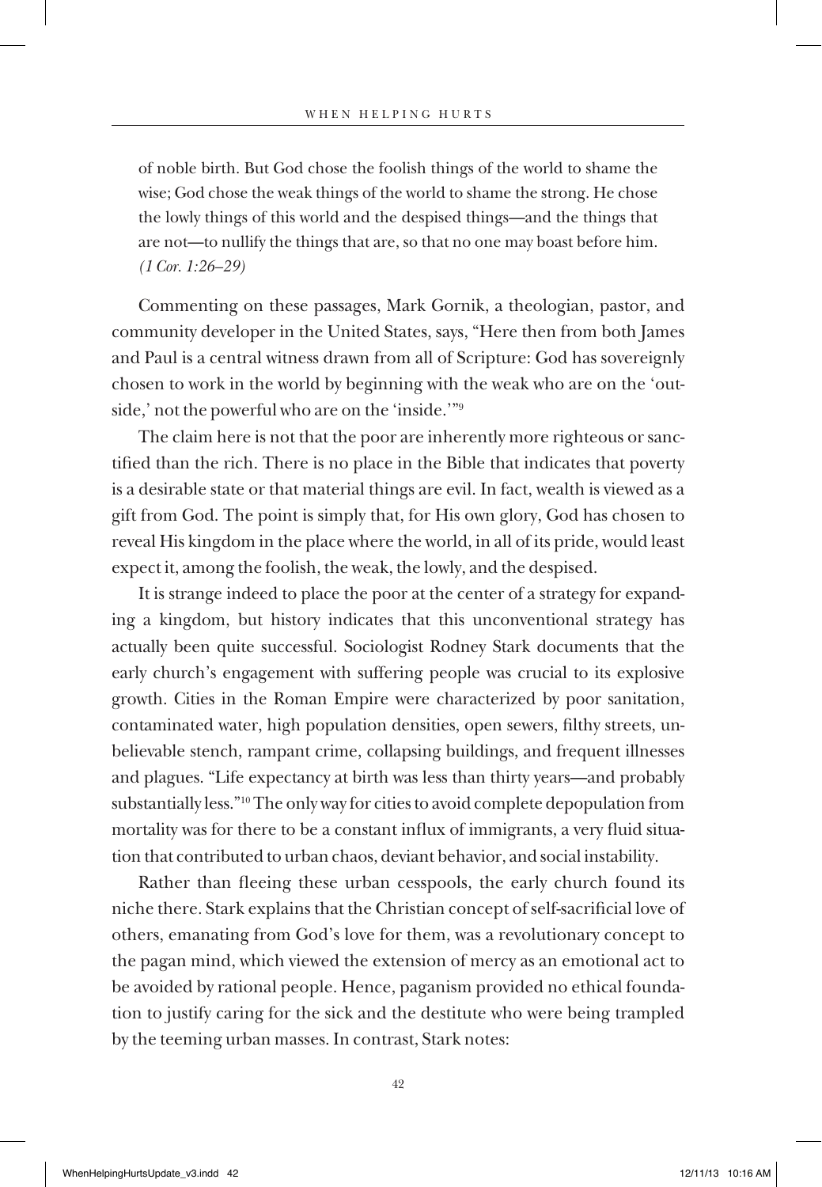> of noble birth. But God chose the foolish things of the world to shame the wise; God chose the weak things of the world to shame the strong. He chose the lowly things of this world and the despised things—and the things that are not—to nullify the things that are, so that no one may boast before him. *(1 Cor. 1:26–29)*

Commenting on these passages, Mark Gornik, a theologian, pastor, and community developer in the United States, says, "Here then from both James and Paul is a central witness drawn from all of Scripture: God has sovereignly chosen to work in the world by beginning with the weak who are on the 'outside,' not the powerful who are on the 'inside.'"[9]

The claim here is not that the poor are inherently more righteous or sanctified than the rich. There is no place in the Bible that indicates that poverty is a desirable state or that material things are evil. In fact, wealth is viewed as a gift from God. The point is simply that, for His own glory, God has chosen to reveal His kingdom in the place where the world, in all of its pride, would least expect it, among the foolish, the weak, the lowly, and the despised.

It is strange indeed to place the poor at the center of a strategy for expanding a kingdom, but history indicates that this unconventional strategy has actually been quite successful. Sociologist Rodney Stark documents that the early church's engagement with suffering people was crucial to its explosive growth. Cities in the Roman Empire were characterized by poor sanitation, contaminated water, high population densities, open sewers, filthy streets, unbelievable stench, rampant crime, collapsing buildings, and frequent illnesses and plagues. "Life expectancy at birth was less than thirty years—and probably substantially less."[10] The only way for cities to avoid complete depopulation from mortality was for there to be a constant influx of immigrants, a very fluid situation that contributed to urban chaos, deviant behavior, and social instability.

Rather than fleeing these urban cesspools, the early church found its niche there. Stark explains that the Christian concept of self-sacrificial love of others, emanating from God's love for them, was a revolutionary concept to the pagan mind, which viewed the extension of mercy as an emotional act to be avoided by rational people. Hence, paganism provided no ethical foundation to justify caring for the sick and the destitute who were being trampled by the teeming urban masses. In contrast, Stark notes: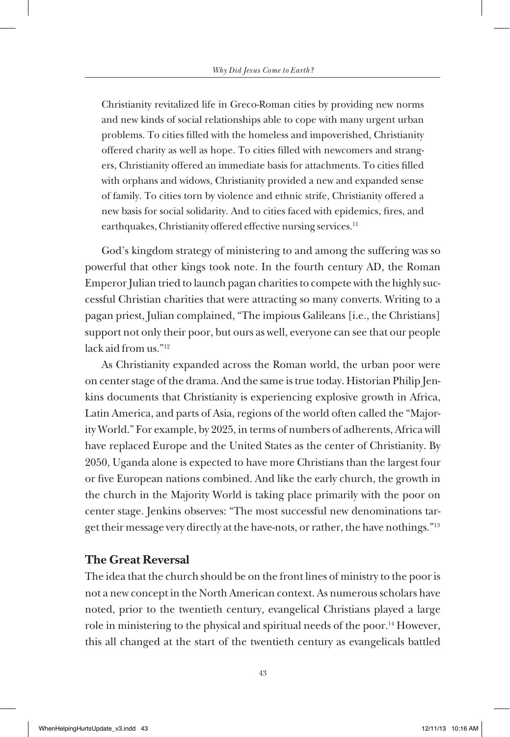> Christianity revitalized life in Greco-Roman cities by providing new norms and new kinds of social relationships able to cope with many urgent urban problems. To cities filled with the homeless and impoverished, Christianity offered charity as well as hope. To cities filled with newcomers and strangers, Christianity offered an immediate basis for attachments. To cities filled with orphans and widows, Christianity provided a new and expanded sense of family. To cities torn by violence and ethnic strife, Christianity offered a new basis for social solidarity. And to cities faced with epidemics, fires, and earthquakes, Christianity offered effective nursing services.[11]

God's kingdom strategy of ministering to and among the suffering was so powerful that other kings took note. In the fourth century AD, the Roman Emperor Julian tried to launch pagan charities to compete with the highly successful Christian charities that were attracting so many converts. Writing to a pagan priest, Julian complained, "The impious Galileans [i.e., the Christians] support not only their poor, but ours as well, everyone can see that our people lack aid from us."[12]

As Christianity expanded across the Roman world, the urban poor were on center stage of the drama. And the same is true today. Historian Philip Jenkins documents that Christianity is experiencing explosive growth in Africa, Latin America, and parts of Asia, regions of the world often called the "Majority World." For example, by 2025, in terms of numbers of adherents, Africa will have replaced Europe and the United States as the center of Christianity. By 2050, Uganda alone is expected to have more Christians than the largest four or five European nations combined. And like the early church, the growth in the church in the Majority World is taking place primarily with the poor on center stage. Jenkins observes: "The most successful new denominations target their message very directly at the have-nots, or rather, the have nothings."[13]

## The Great Reversal

The idea that the church should be on the front lines of ministry to the poor is not a new concept in the North American context. As numerous scholars have noted, prior to the twentieth century, evangelical Christians played a large role in ministering to the physical and spiritual needs of the poor.[14] However, this all changed at the start of the twentieth century as evangelicals battled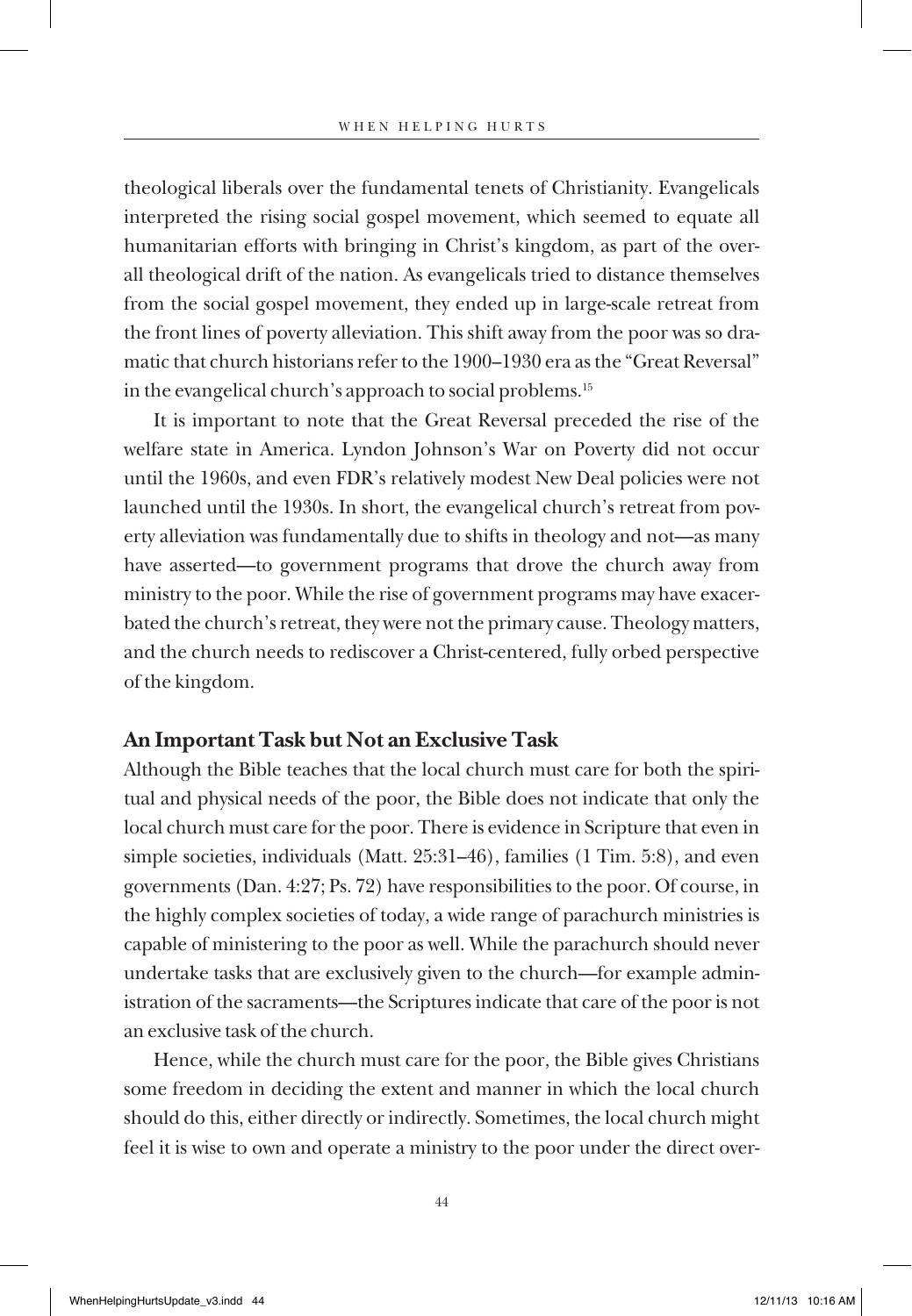theological liberals over the fundamental tenets of Christianity. Evangelicals interpreted the rising social gospel movement, which seemed to equate all humanitarian efforts with bringing in Christ's kingdom, as part of the overall theological drift of the nation. As evangelicals tried to distance themselves from the social gospel movement, they ended up in large-scale retreat from the front lines of poverty alleviation. This shift away from the poor was so dramatic that church historians refer to the 1900–1930 era as the "Great Reversal" in the evangelical church's approach to social problems.[15]

It is important to note that the Great Reversal preceded the rise of the welfare state in America. Lyndon Johnson's War on Poverty did not occur until the 1960s, and even FDR's relatively modest New Deal policies were not launched until the 1930s. In short, the evangelical church's retreat from poverty alleviation was fundamentally due to shifts in theology and not—as many have asserted—to government programs that drove the church away from ministry to the poor. While the rise of government programs may have exacerbated the church's retreat, they were not the primary cause. Theology matters, and the church needs to rediscover a Christ-centered, fully orbed perspective of the kingdom.

## An Important Task but Not an Exclusive Task

Although the Bible teaches that the local church must care for both the spiritual and physical needs of the poor, the Bible does not indicate that only the local church must care for the poor. There is evidence in Scripture that even in simple societies, individuals (Matt. 25:31–46), families (1 Tim. 5:8), and even governments (Dan. 4:27; Ps. 72) have responsibilities to the poor. Of course, in the highly complex societies of today, a wide range of parachurch ministries is capable of ministering to the poor as well. While the parachurch should never undertake tasks that are exclusively given to the church—for example administration of the sacraments—the Scriptures indicate that care of the poor is not an exclusive task of the church.

Hence, while the church must care for the poor, the Bible gives Christians some freedom in deciding the extent and manner in which the local church should do this, either directly or indirectly. Sometimes, the local church might feel it is wise to own and operate a ministry to the poor under the direct over-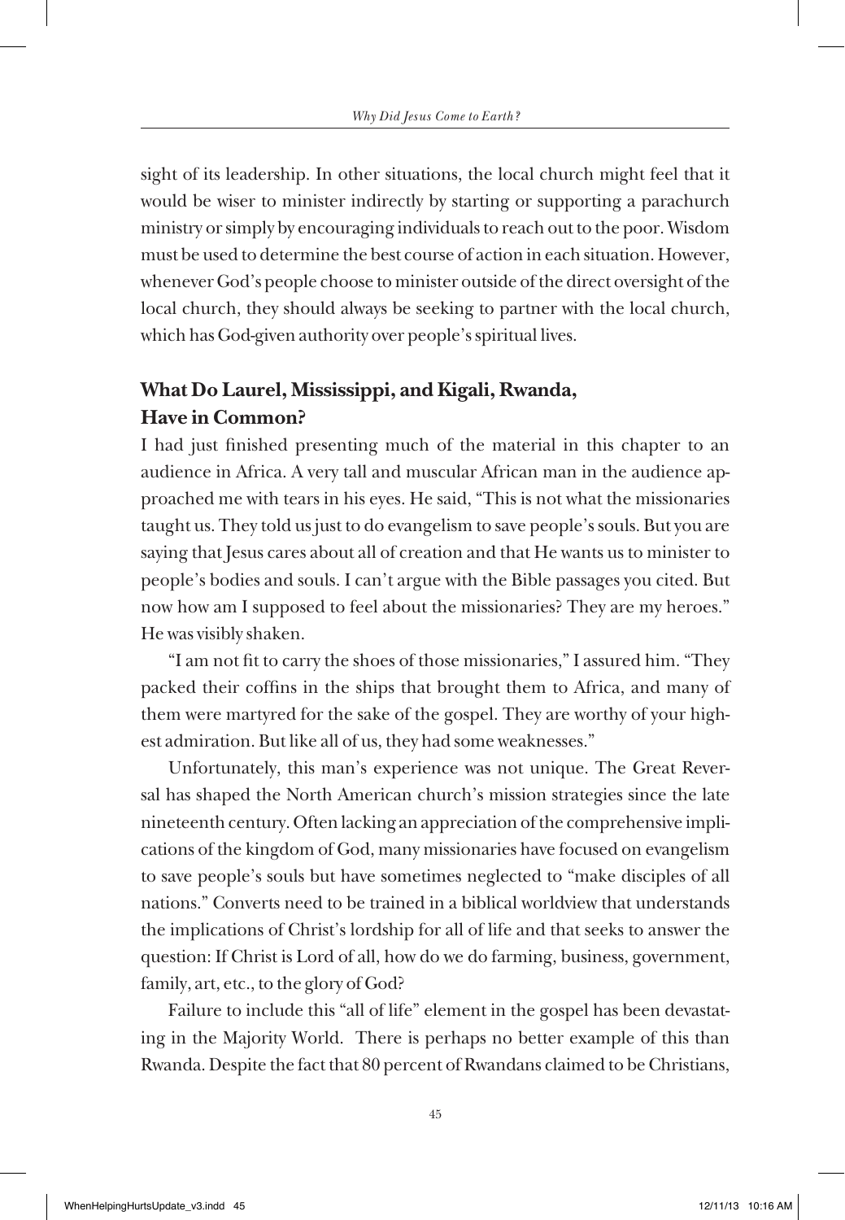sight of its leadership. In other situations, the local church might feel that it would be wiser to minister indirectly by starting or supporting a parachurch ministry or simply by encouraging individuals to reach out to the poor. Wisdom must be used to determine the best course of action in each situation. However, whenever God's people choose to minister outside of the direct oversight of the local church, they should always be seeking to partner with the local church, which has God-given authority over people's spiritual lives.

## What Do Laurel, Mississippi, and Kigali, Rwanda, Have in Common?

I had just finished presenting much of the material in this chapter to an audience in Africa. A very tall and muscular African man in the audience approached me with tears in his eyes. He said, "This is not what the missionaries taught us. They told us just to do evangelism to save people's souls. But you are saying that Jesus cares about all of creation and that He wants us to minister to people's bodies and souls. I can't argue with the Bible passages you cited. But now how am I supposed to feel about the missionaries? They are my heroes." He was visibly shaken.

"I am not fit to carry the shoes of those missionaries," I assured him. "They packed their coffins in the ships that brought them to Africa, and many of them were martyred for the sake of the gospel. They are worthy of your highest admiration. But like all of us, they had some weaknesses."

Unfortunately, this man's experience was not unique. The Great Reversal has shaped the North American church's mission strategies since the late nineteenth century. Often lacking an appreciation of the comprehensive implications of the kingdom of God, many missionaries have focused on evangelism to save people's souls but have sometimes neglected to "make disciples of all nations." Converts need to be trained in a biblical worldview that understands the implications of Christ's lordship for all of life and that seeks to answer the question: If Christ is Lord of all, how do we do farming, business, government, family, art, etc., to the glory of God?

Failure to include this "all of life" element in the gospel has been devastating in the Majority World. There is perhaps no better example of this than Rwanda. Despite the fact that 80 percent of Rwandans claimed to be Christians,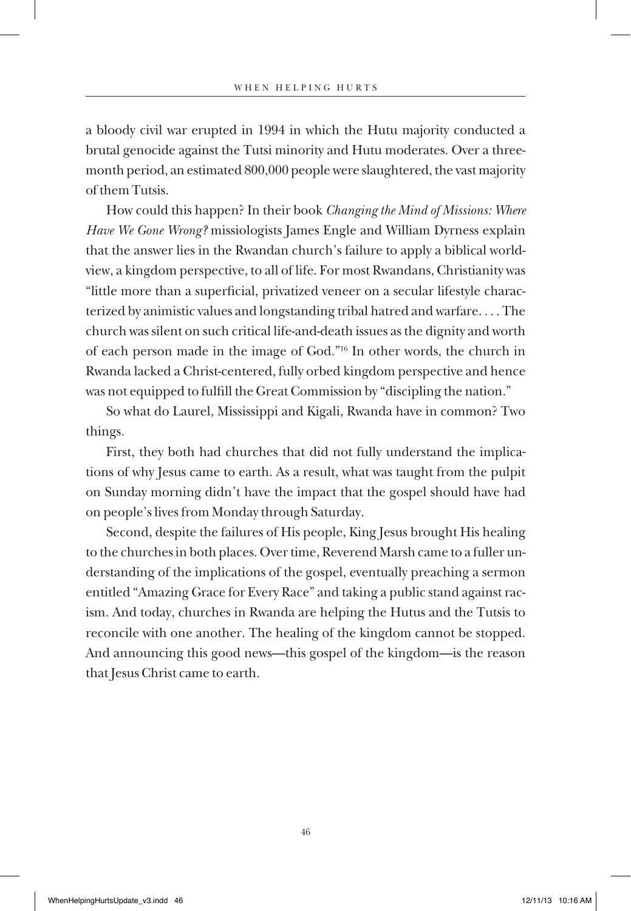a bloody civil war erupted in 1994 in which the Hutu majority conducted a brutal genocide against the Tutsi minority and Hutu moderates. Over a three-month period, an estimated 800,000 people were slaughtered, the vast majority of them Tutsis.

How could this happen? In their book *Changing the Mind of Missions: Where Have We Gone Wrong?* missiologists James Engle and William Dyrness explain that the answer lies in the Rwandan church's failure to apply a biblical worldview, a kingdom perspective, to all of life. For most Rwandans, Christianity was "little more than a superficial, privatized veneer on a secular lifestyle characterized by animistic values and longstanding tribal hatred and warfare. . . . The church was silent on such critical life-and-death issues as the dignity and worth of each person made in the image of God."[16] In other words, the church in Rwanda lacked a Christ-centered, fully orbed kingdom perspective and hence was not equipped to fulfill the Great Commission by "discipling the nation."

So what do Laurel, Mississippi and Kigali, Rwanda have in common? Two things.

First, they both had churches that did not fully understand the implications of why Jesus came to earth. As a result, what was taught from the pulpit on Sunday morning didn't have the impact that the gospel should have had on people's lives from Monday through Saturday.

Second, despite the failures of His people, King Jesus brought His healing to the churches in both places. Over time, Reverend Marsh came to a fuller understanding of the implications of the gospel, eventually preaching a sermon entitled "Amazing Grace for Every Race" and taking a public stand against racism. And today, churches in Rwanda are helping the Hutus and the Tutsis to reconcile with one another. The healing of the kingdom cannot be stopped. And announcing this good news—this gospel of the kingdom—is the reason that Jesus Christ came to earth.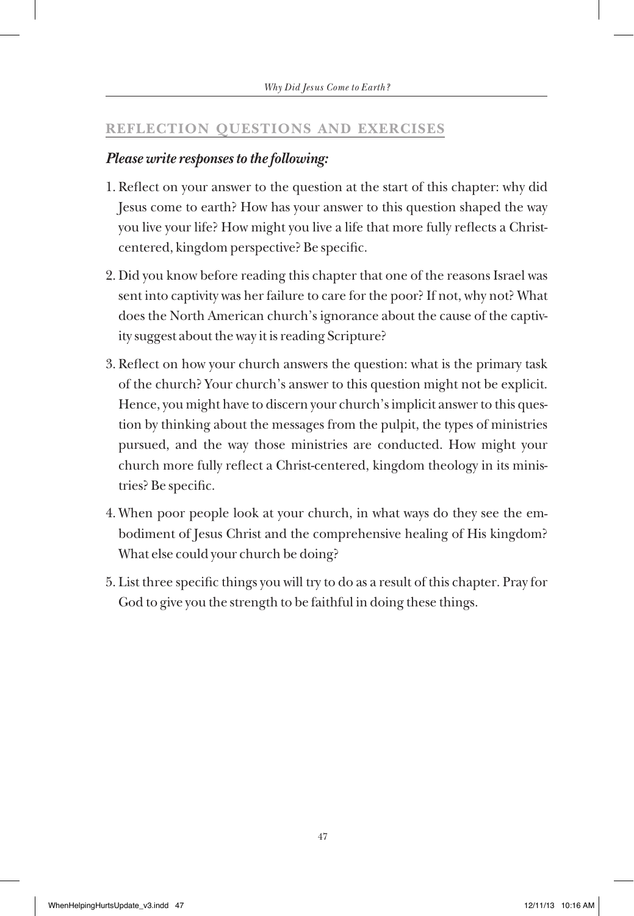## REFLECTION QUESTIONS AND EXERCISES

***Please write responses to the following:***

1. Reflect on your answer to the question at the start of this chapter: why did Jesus come to earth? How has your answer to this question shaped the way you live your life? How might you live a life that more fully reflects a Christ-centered, kingdom perspective? Be specific.
2. Did you know before reading this chapter that one of the reasons Israel was sent into captivity was her failure to care for the poor? If not, why not? What does the North American church's ignorance about the cause of the captivity suggest about the way it is reading Scripture?
3. Reflect on how your church answers the question: what is the primary task of the church? Your church's answer to this question might not be explicit. Hence, you might have to discern your church's implicit answer to this question by thinking about the messages from the pulpit, the types of ministries pursued, and the way those ministries are conducted. How might your church more fully reflect a Christ-centered, kingdom theology in its ministries? Be specific.
4. When poor people look at your church, in what ways do they see the embodiment of Jesus Christ and the comprehensive healing of His kingdom? What else could your church be doing?
5. List three specific things you will try to do as a result of this chapter. Pray for God to give you the strength to be faithful in doing these things.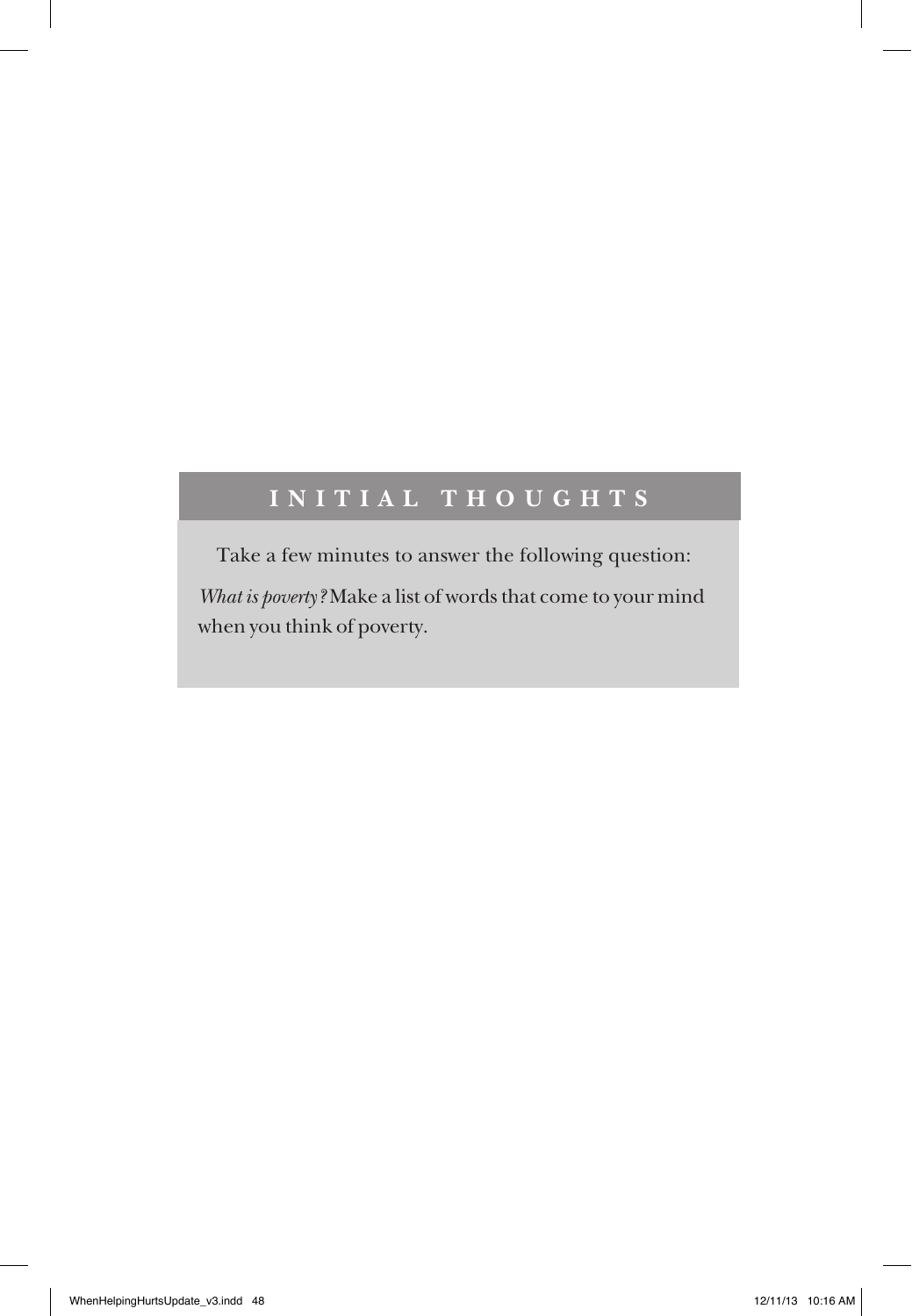## INITIAL THOUGHTS

Take a few minutes to answer the following question:

*What is poverty?* Make a list of words that come to your mind when you think of poverty.